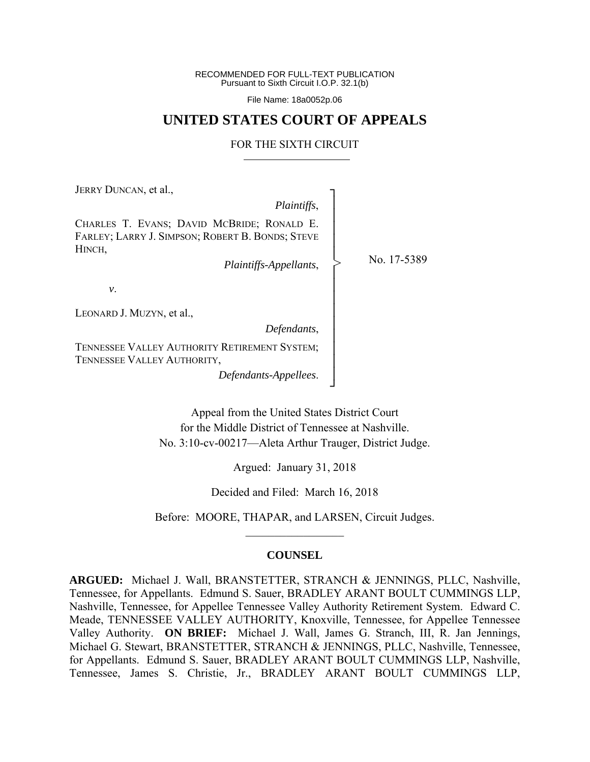RECOMMENDED FOR FULL-TEXT PUBLICATION
Pursuant to Sixth Circuit I.O.P. 32.1(b)

File Name: 18a0052p.06

# UNITED STATES COURT OF APPEALS

## FOR THE SIXTH CIRCUIT

JERRY DUNCAN, et al.,

*Plaintiffs*,

CHARLES T. EVANS; DAVID MCBRIDE; RONALD E. FARLEY; LARRY J. SIMPSON; ROBERT B. BONDS; STEVE HINCH,

*Plaintiffs-Appellants*,

*v*.

LEONARD J. MUZYN, et al.,

*Defendants*,

TENNESSEE VALLEY AUTHORITY RETIREMENT SYSTEM; TENNESSEE VALLEY AUTHORITY,

*Defendants-Appellees*.

No. 17-5389

Appeal from the United States District Court
for the Middle District of Tennessee at Nashville.
No. 3:10-cv-00217—Aleta Arthur Trauger, District Judge.

Argued: January 31, 2018

Decided and Filed: March 16, 2018

Before: MOORE, THAPAR, and LARSEN, Circuit Judges.

## COUNSEL

**ARGUED:** Michael J. Wall, BRANSTETTER, STRANCH & JENNINGS, PLLC, Nashville, Tennessee, for Appellants. Edmund S. Sauer, BRADLEY ARANT BOULT CUMMINGS LLP, Nashville, Tennessee, for Appellee Tennessee Valley Authority Retirement System. Edward C. Meade, TENNESSEE VALLEY AUTHORITY, Knoxville, Tennessee, for Appellee Tennessee Valley Authority. **ON BRIEF:** Michael J. Wall, James G. Stranch, III, R. Jan Jennings, Michael G. Stewart, BRANSTETTER, STRANCH & JENNINGS, PLLC, Nashville, Tennessee, for Appellants. Edmund S. Sauer, BRADLEY ARANT BOULT CUMMINGS LLP, Nashville, Tennessee, James S. Christie, Jr., BRADLEY ARANT BOULT CUMMINGS LLP,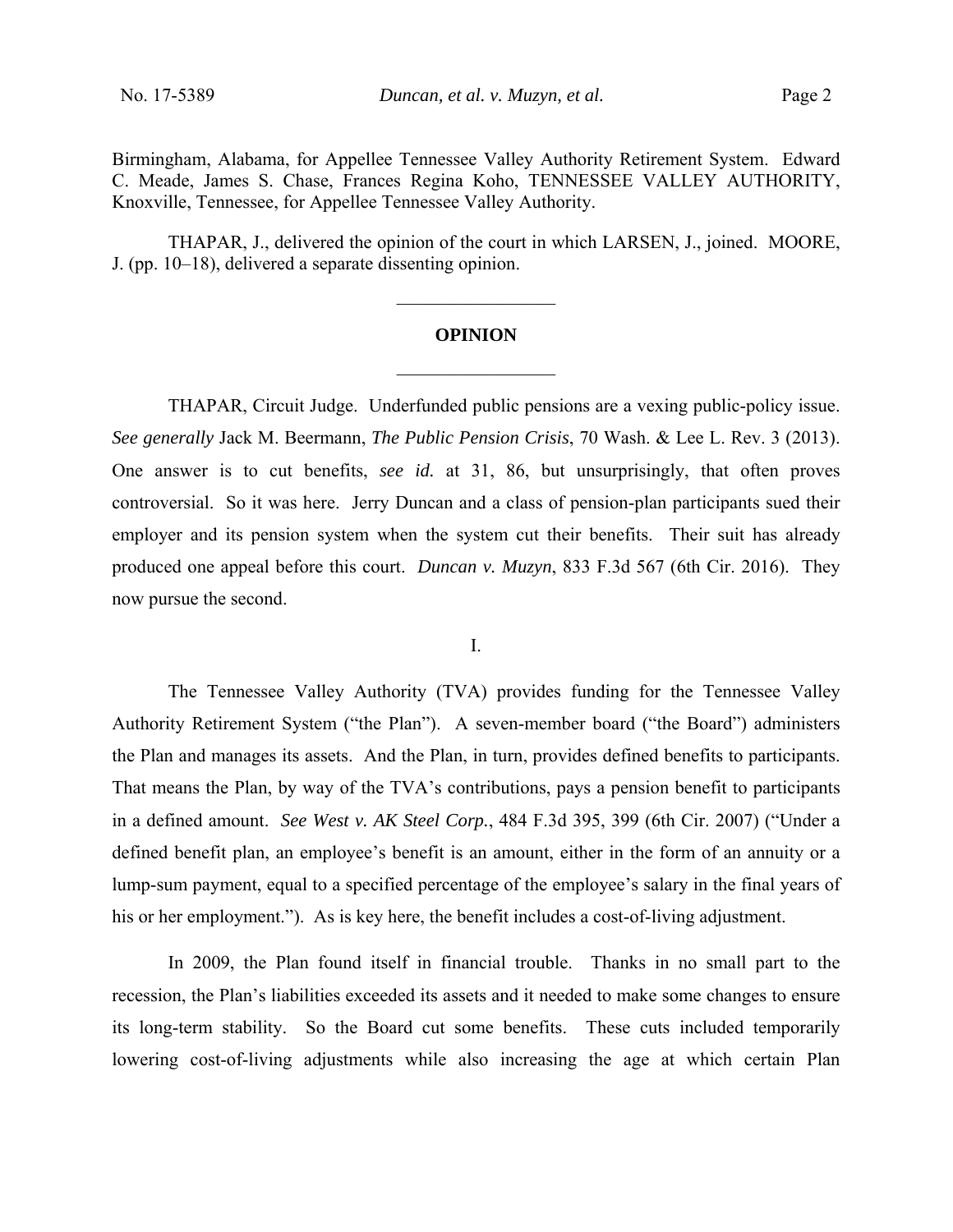Birmingham, Alabama, for Appellee Tennessee Valley Authority Retirement System. Edward C. Meade, James S. Chase, Frances Regina Koho, TENNESSEE VALLEY AUTHORITY, Knoxville, Tennessee, for Appellee Tennessee Valley Authority.

THAPAR, J., delivered the opinion of the court in which LARSEN, J., joined. MOORE, J. (pp. 10–18), delivered a separate dissenting opinion.

---

**OPINION**

---

THAPAR, Circuit Judge. Underfunded public pensions are a vexing public-policy issue. *See generally* Jack M. Beermann, *The Public Pension Crisis*, 70 Wash. & Lee L. Rev. 3 (2013). One answer is to cut benefits, *see id.* at 31, 86, but unsurprisingly, that often proves controversial. So it was here. Jerry Duncan and a class of pension-plan participants sued their employer and its pension system when the system cut their benefits. Their suit has already produced one appeal before this court. *Duncan v. Muzyn*, 833 F.3d 567 (6th Cir. 2016). They now pursue the second.

I.

The Tennessee Valley Authority (TVA) provides funding for the Tennessee Valley Authority Retirement System ("the Plan"). A seven-member board ("the Board") administers the Plan and manages its assets. And the Plan, in turn, provides defined benefits to participants. That means the Plan, by way of the TVA's contributions, pays a pension benefit to participants in a defined amount. *See West v. AK Steel Corp.*, 484 F.3d 395, 399 (6th Cir. 2007) ("Under a defined benefit plan, an employee's benefit is an amount, either in the form of an annuity or a lump-sum payment, equal to a specified percentage of the employee's salary in the final years of his or her employment."). As is key here, the benefit includes a cost-of-living adjustment.

In 2009, the Plan found itself in financial trouble. Thanks in no small part to the recession, the Plan's liabilities exceeded its assets and it needed to make some changes to ensure its long-term stability. So the Board cut some benefits. These cuts included temporarily lowering cost-of-living adjustments while also increasing the age at which certain Plan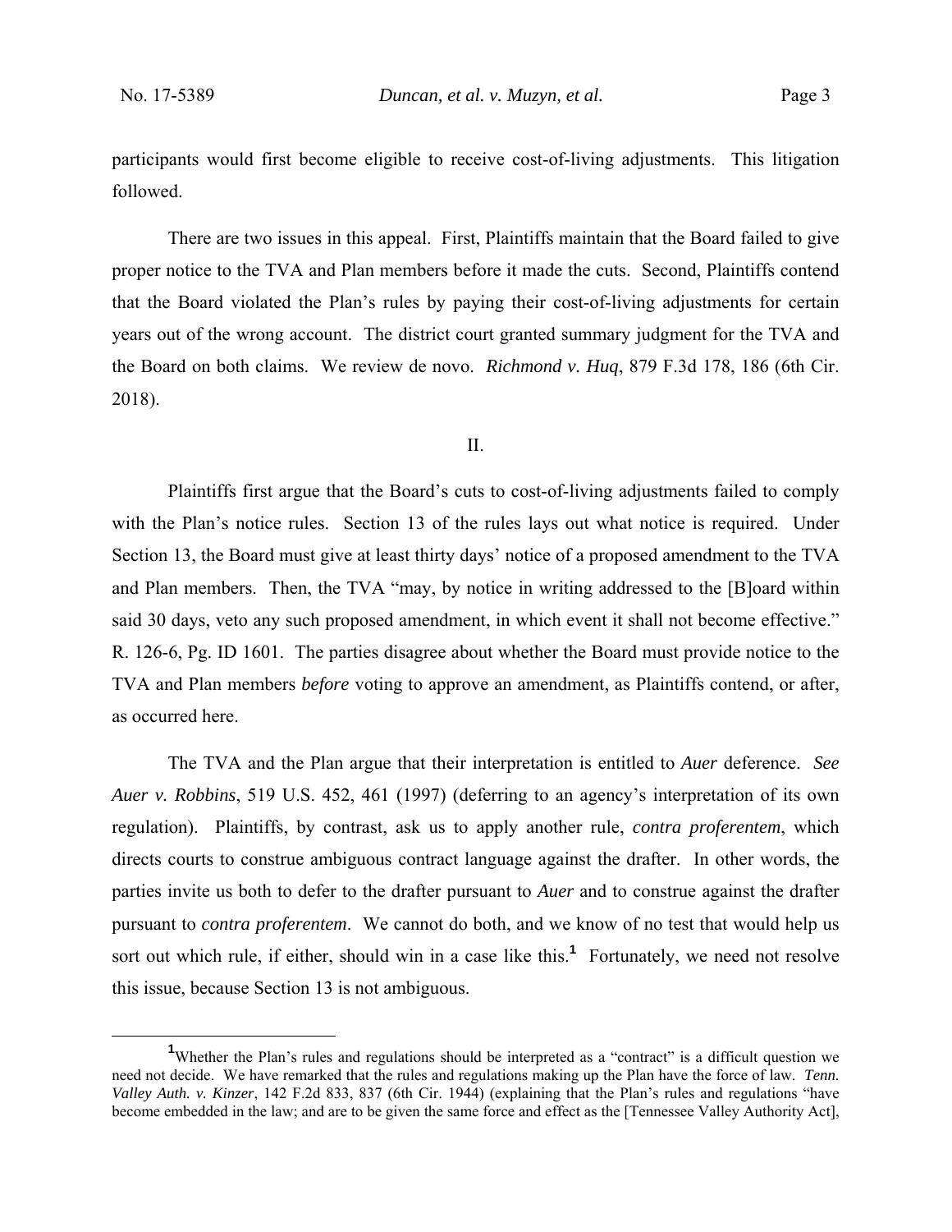participants would first become eligible to receive cost-of-living adjustments. This litigation followed.

There are two issues in this appeal. First, Plaintiffs maintain that the Board failed to give proper notice to the TVA and Plan members before it made the cuts. Second, Plaintiffs contend that the Board violated the Plan's rules by paying their cost-of-living adjustments for certain years out of the wrong account. The district court granted summary judgment for the TVA and the Board on both claims. We review de novo. *Richmond v. Huq*, 879 F.3d 178, 186 (6th Cir. 2018).

## II.

Plaintiffs first argue that the Board's cuts to cost-of-living adjustments failed to comply with the Plan's notice rules. Section 13 of the rules lays out what notice is required. Under Section 13, the Board must give at least thirty days' notice of a proposed amendment to the TVA and Plan members. Then, the TVA "may, by notice in writing addressed to the [B]oard within said 30 days, veto any such proposed amendment, in which event it shall not become effective." R. 126-6, Pg. ID 1601. The parties disagree about whether the Board must provide notice to the TVA and Plan members *before* voting to approve an amendment, as Plaintiffs contend, or after, as occurred here.

The TVA and the Plan argue that their interpretation is entitled to *Auer* deference. *See Auer v. Robbins*, 519 U.S. 452, 461 (1997) (deferring to an agency's interpretation of its own regulation). Plaintiffs, by contrast, ask us to apply another rule, *contra proferentem*, which directs courts to construe ambiguous contract language against the drafter. In other words, the parties invite us both to defer to the drafter pursuant to *Auer* and to construe against the drafter pursuant to *contra proferentem*. We cannot do both, and we know of no test that would help us sort out which rule, if either, should win in a case like this.[1] Fortunately, we need not resolve this issue, because Section 13 is not ambiguous.

[1] Whether the Plan's rules and regulations should be interpreted as a "contract" is a difficult question we need not decide. We have remarked that the rules and regulations making up the Plan have the force of law. *Tenn. Valley Auth. v. Kinzer*, 142 F.2d 833, 837 (6th Cir. 1944) (explaining that the Plan's rules and regulations "have become embedded in the law; and are to be given the same force and effect as the [Tennessee Valley Authority Act],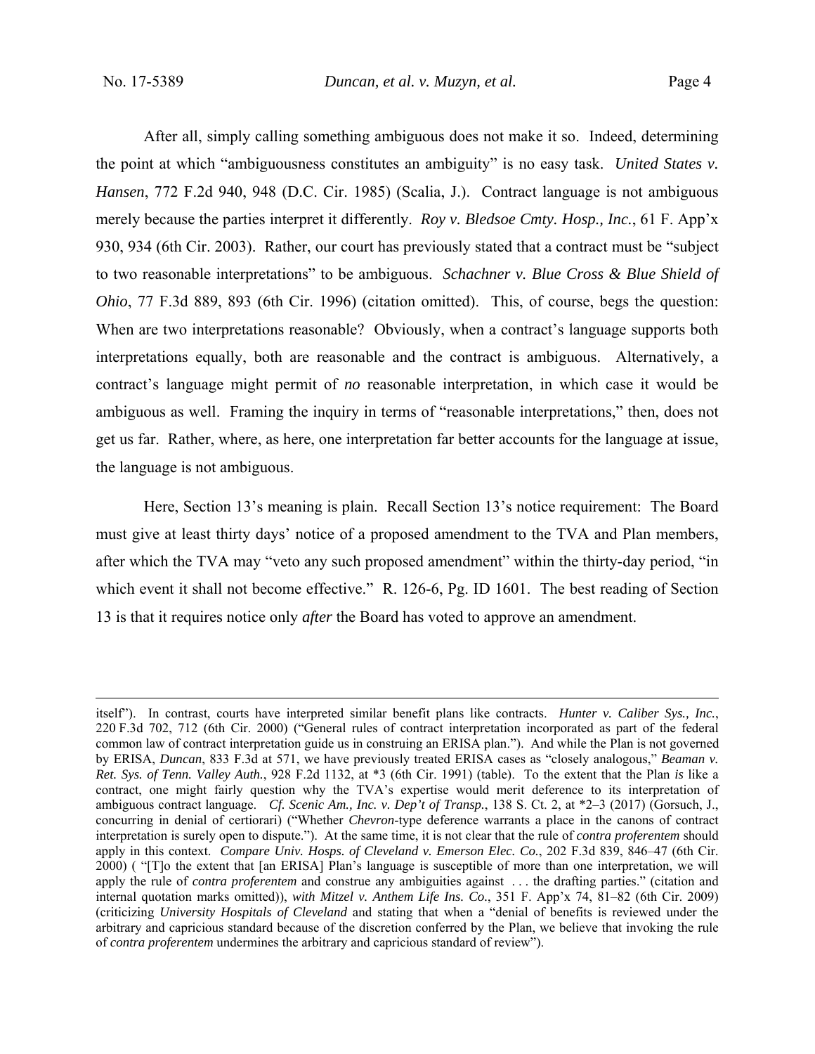After all, simply calling something ambiguous does not make it so. Indeed, determining the point at which "ambiguousness constitutes an ambiguity" is no easy task. *United States v. Hansen*, 772 F.2d 940, 948 (D.C. Cir. 1985) (Scalia, J.). Contract language is not ambiguous merely because the parties interpret it differently. *Roy v. Bledsoe Cmty. Hosp., Inc.*, 61 F. App'x 930, 934 (6th Cir. 2003). Rather, our court has previously stated that a contract must be "subject to two reasonable interpretations" to be ambiguous. *Schachner v. Blue Cross & Blue Shield of Ohio*, 77 F.3d 889, 893 (6th Cir. 1996) (citation omitted). This, of course, begs the question: When are two interpretations reasonable? Obviously, when a contract's language supports both interpretations equally, both are reasonable and the contract is ambiguous. Alternatively, a contract's language might permit of *no* reasonable interpretation, in which case it would be ambiguous as well. Framing the inquiry in terms of "reasonable interpretations," then, does not get us far. Rather, where, as here, one interpretation far better accounts for the language at issue, the language is not ambiguous.

Here, Section 13's meaning is plain. Recall Section 13's notice requirement: The Board must give at least thirty days' notice of a proposed amendment to the TVA and Plan members, after which the TVA may "veto any such proposed amendment" within the thirty-day period, "in which event it shall not become effective." R. 126-6, Pg. ID 1601. The best reading of Section 13 is that it requires notice only *after* the Board has voted to approve an amendment.

---

itself"). In contrast, courts have interpreted similar benefit plans like contracts. *Hunter v. Caliber Sys., Inc.*, 220 F.3d 702, 712 (6th Cir. 2000) ("General rules of contract interpretation incorporated as part of the federal common law of contract interpretation guide us in construing an ERISA plan."). And while the Plan is not governed by ERISA, *Duncan*, 833 F.3d at 571, we have previously treated ERISA cases as "closely analogous," *Beaman v. Ret. Sys. of Tenn. Valley Auth.*, 928 F.2d 1132, at *3 (6th Cir. 1991) (table). To the extent that the Plan *is* like a contract, one might fairly question why the TVA's expertise would merit deference to its interpretation of ambiguous contract language. *Cf. Scenic Am., Inc. v. Dep't of Transp.*, 138 S. Ct. 2, at *2–3 (2017) (Gorsuch, J., concurring in denial of certiorari) ("Whether *Chevron*-type deference warrants a place in the canons of contract interpretation is surely open to dispute."). At the same time, it is not clear that the rule of *contra proferentem* should apply in this context. *Compare Univ. Hosps. of Cleveland v. Emerson Elec. Co.*, 202 F.3d 839, 846–47 (6th Cir. 2000) ( "[T]o the extent that [an ERISA] Plan's language is susceptible of more than one interpretation, we will apply the rule of *contra proferentem* and construe any ambiguities against . . . the drafting parties." (citation and internal quotation marks omitted)), *with Mitzel v. Anthem Life Ins. Co.*, 351 F. App'x 74, 81–82 (6th Cir. 2009) (criticizing *University Hospitals of Cleveland* and stating that when a "denial of benefits is reviewed under the arbitrary and capricious standard because of the discretion conferred by the Plan, we believe that invoking the rule of *contra proferentem* undermines the arbitrary and capricious standard of review").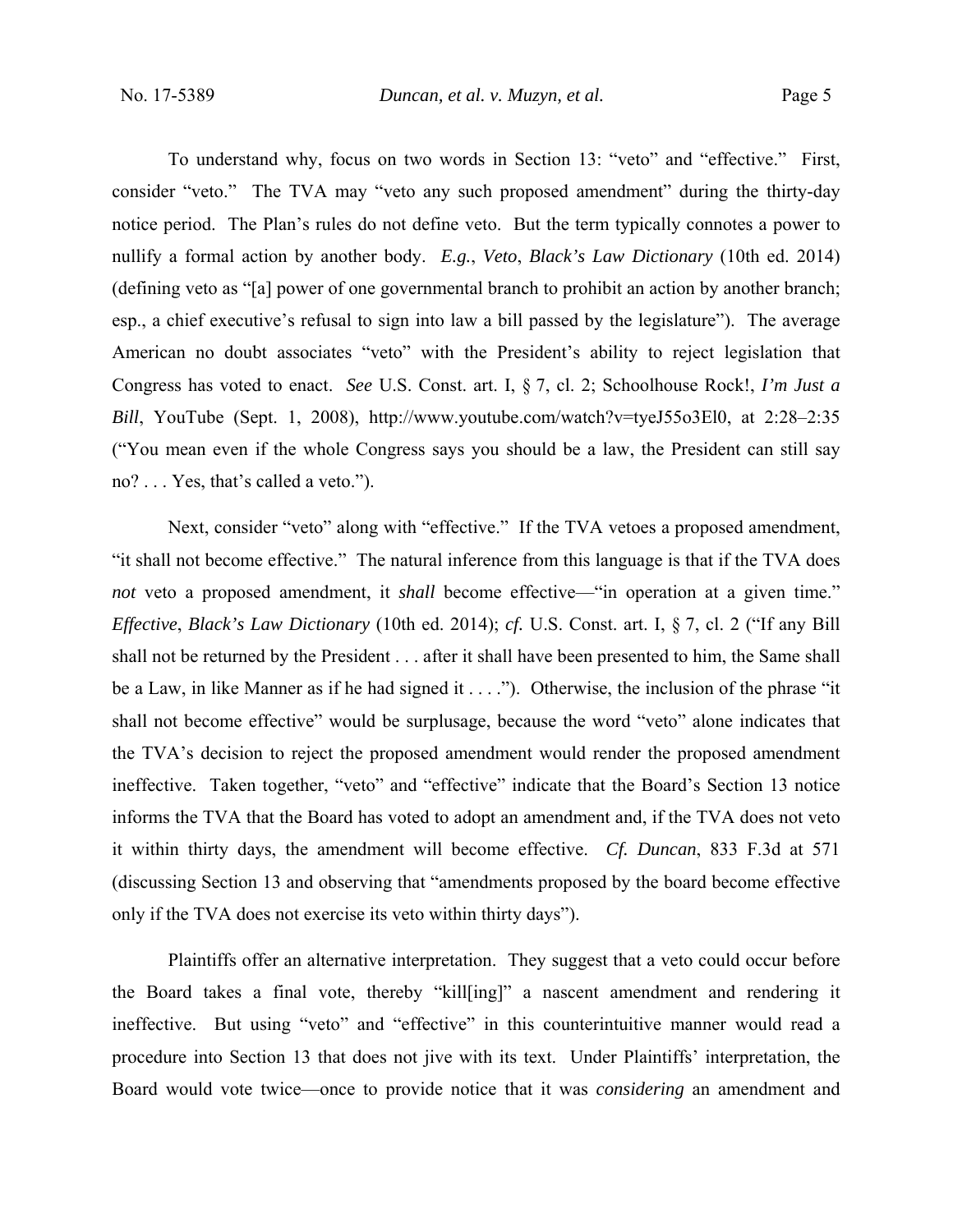To understand why, focus on two words in Section 13: "veto" and "effective." First, consider "veto." The TVA may "veto any such proposed amendment" during the thirty-day notice period. The Plan's rules do not define veto. But the term typically connotes a power to nullify a formal action by another body. *E.g.*, *Veto*, *Black's Law Dictionary* (10th ed. 2014) (defining veto as "[a] power of one governmental branch to prohibit an action by another branch; esp., a chief executive's refusal to sign into law a bill passed by the legislature"). The average American no doubt associates "veto" with the President's ability to reject legislation that Congress has voted to enact. *See* U.S. Const. art. I, § 7, cl. 2; Schoolhouse Rock!, *I'm Just a Bill*, YouTube (Sept. 1, 2008), http://www.youtube.com/watch?v=tyeJ55o3El0, at 2:28–2:35 ("You mean even if the whole Congress says you should be a law, the President can still say no? . . . Yes, that's called a veto.").

Next, consider "veto" along with "effective." If the TVA vetoes a proposed amendment, "it shall not become effective." The natural inference from this language is that if the TVA does *not* veto a proposed amendment, it *shall* become effective—"in operation at a given time." *Effective*, *Black's Law Dictionary* (10th ed. 2014); *cf.* U.S. Const. art. I, § 7, cl. 2 ("If any Bill shall not be returned by the President . . . after it shall have been presented to him, the Same shall be a Law, in like Manner as if he had signed it . . . ."). Otherwise, the inclusion of the phrase "it shall not become effective" would be surplusage, because the word "veto" alone indicates that the TVA's decision to reject the proposed amendment would render the proposed amendment ineffective. Taken together, "veto" and "effective" indicate that the Board's Section 13 notice informs the TVA that the Board has voted to adopt an amendment and, if the TVA does not veto it within thirty days, the amendment will become effective. *Cf. Duncan*, 833 F.3d at 571 (discussing Section 13 and observing that "amendments proposed by the board become effective only if the TVA does not exercise its veto within thirty days").

Plaintiffs offer an alternative interpretation. They suggest that a veto could occur before the Board takes a final vote, thereby "kill[ing]" a nascent amendment and rendering it ineffective. But using "veto" and "effective" in this counterintuitive manner would read a procedure into Section 13 that does not jive with its text. Under Plaintiffs' interpretation, the Board would vote twice—once to provide notice that it was *considering* an amendment and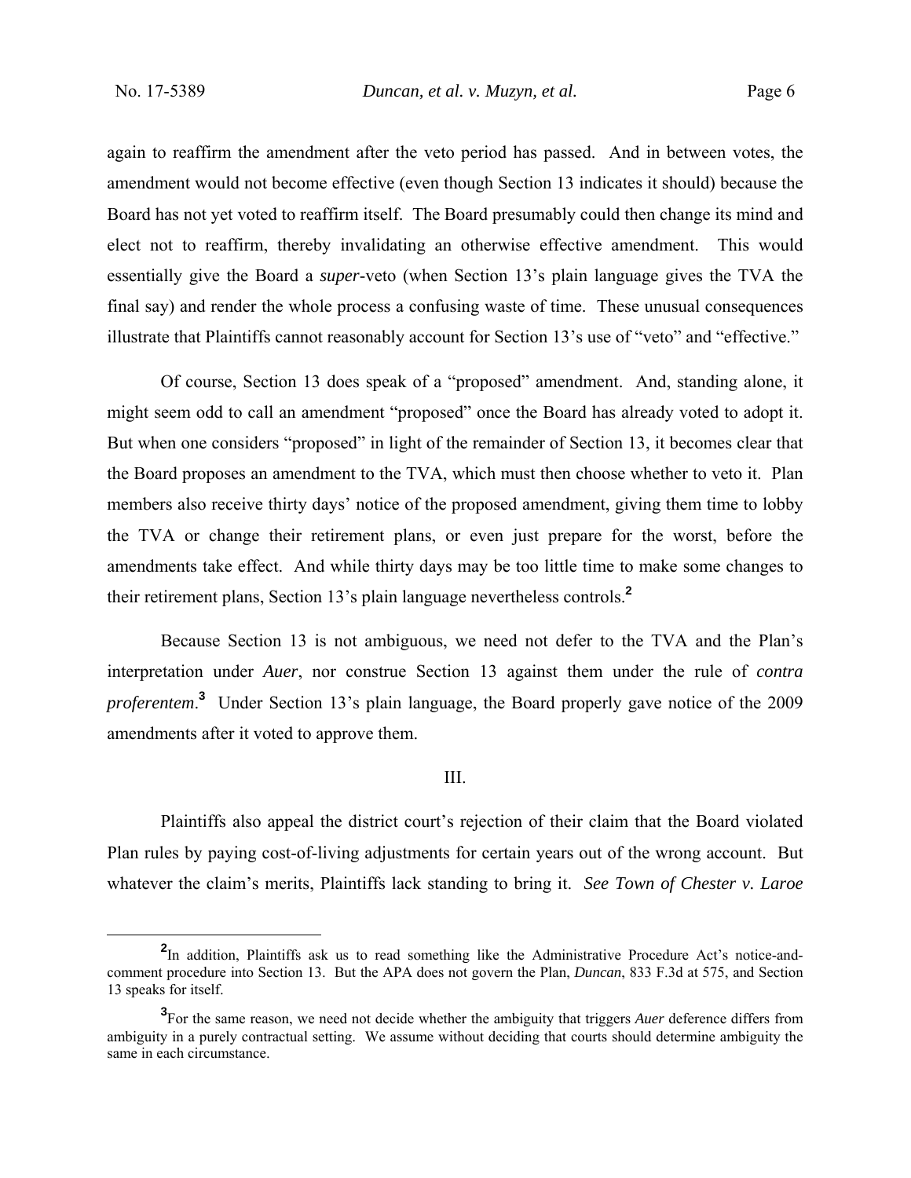again to reaffirm the amendment after the veto period has passed. And in between votes, the amendment would not become effective (even though Section 13 indicates it should) because the Board has not yet voted to reaffirm itself. The Board presumably could then change its mind and elect not to reaffirm, thereby invalidating an otherwise effective amendment. This would essentially give the Board a *super*-veto (when Section 13's plain language gives the TVA the final say) and render the whole process a confusing waste of time. These unusual consequences illustrate that Plaintiffs cannot reasonably account for Section 13's use of "veto" and "effective."

Of course, Section 13 does speak of a "proposed" amendment. And, standing alone, it might seem odd to call an amendment "proposed" once the Board has already voted to adopt it. But when one considers "proposed" in light of the remainder of Section 13, it becomes clear that the Board proposes an amendment to the TVA, which must then choose whether to veto it. Plan members also receive thirty days' notice of the proposed amendment, giving them time to lobby the TVA or change their retirement plans, or even just prepare for the worst, before the amendments take effect. And while thirty days may be too little time to make some changes to their retirement plans, Section 13's plain language nevertheless controls.[2]

Because Section 13 is not ambiguous, we need not defer to the TVA and the Plan's interpretation under *Auer*, nor construe Section 13 against them under the rule of *contra proferentem*.[3] Under Section 13's plain language, the Board properly gave notice of the 2009 amendments after it voted to approve them.

## III.

Plaintiffs also appeal the district court's rejection of their claim that the Board violated Plan rules by paying cost-of-living adjustments for certain years out of the wrong account. But whatever the claim's merits, Plaintiffs lack standing to bring it. *See Town of Chester v. Laroe*

---

[2] In addition, Plaintiffs ask us to read something like the Administrative Procedure Act's notice-and-comment procedure into Section 13. But the APA does not govern the Plan, *Duncan*, 833 F.3d at 575, and Section 13 speaks for itself.

[3] For the same reason, we need not decide whether the ambiguity that triggers *Auer* deference differs from ambiguity in a purely contractual setting. We assume without deciding that courts should determine ambiguity the same in each circumstance.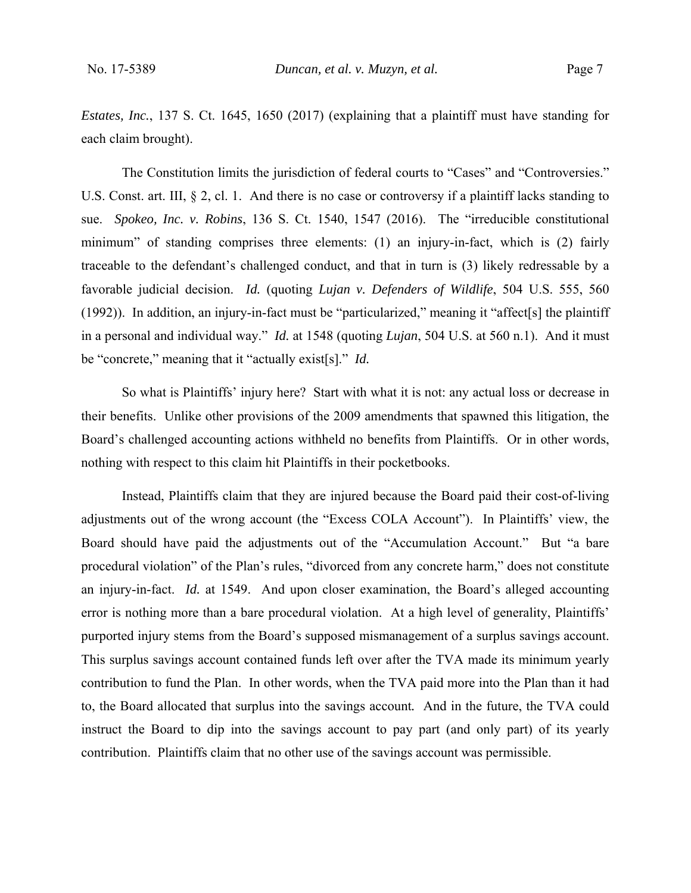*Estates, Inc.*, 137 S. Ct. 1645, 1650 (2017) (explaining that a plaintiff must have standing for each claim brought).

The Constitution limits the jurisdiction of federal courts to "Cases" and "Controversies." U.S. Const. art. III, § 2, cl. 1. And there is no case or controversy if a plaintiff lacks standing to sue. *Spokeo, Inc. v. Robins*, 136 S. Ct. 1540, 1547 (2016). The "irreducible constitutional minimum" of standing comprises three elements: (1) an injury-in-fact, which is (2) fairly traceable to the defendant's challenged conduct, and that in turn is (3) likely redressable by a favorable judicial decision. *Id.* (quoting *Lujan v. Defenders of Wildlife*, 504 U.S. 555, 560 (1992)). In addition, an injury-in-fact must be "particularized," meaning it "affect[s] the plaintiff in a personal and individual way." *Id.* at 1548 (quoting *Lujan*, 504 U.S. at 560 n.1). And it must be "concrete," meaning that it "actually exist[s]." *Id.*

So what is Plaintiffs' injury here? Start with what it is not: any actual loss or decrease in their benefits. Unlike other provisions of the 2009 amendments that spawned this litigation, the Board's challenged accounting actions withheld no benefits from Plaintiffs. Or in other words, nothing with respect to this claim hit Plaintiffs in their pocketbooks.

Instead, Plaintiffs claim that they are injured because the Board paid their cost-of-living adjustments out of the wrong account (the "Excess COLA Account"). In Plaintiffs' view, the Board should have paid the adjustments out of the "Accumulation Account." But "a bare procedural violation" of the Plan's rules, "divorced from any concrete harm," does not constitute an injury-in-fact. *Id.* at 1549. And upon closer examination, the Board's alleged accounting error is nothing more than a bare procedural violation. At a high level of generality, Plaintiffs' purported injury stems from the Board's supposed mismanagement of a surplus savings account. This surplus savings account contained funds left over after the TVA made its minimum yearly contribution to fund the Plan. In other words, when the TVA paid more into the Plan than it had to, the Board allocated that surplus into the savings account. And in the future, the TVA could instruct the Board to dip into the savings account to pay part (and only part) of its yearly contribution. Plaintiffs claim that no other use of the savings account was permissible.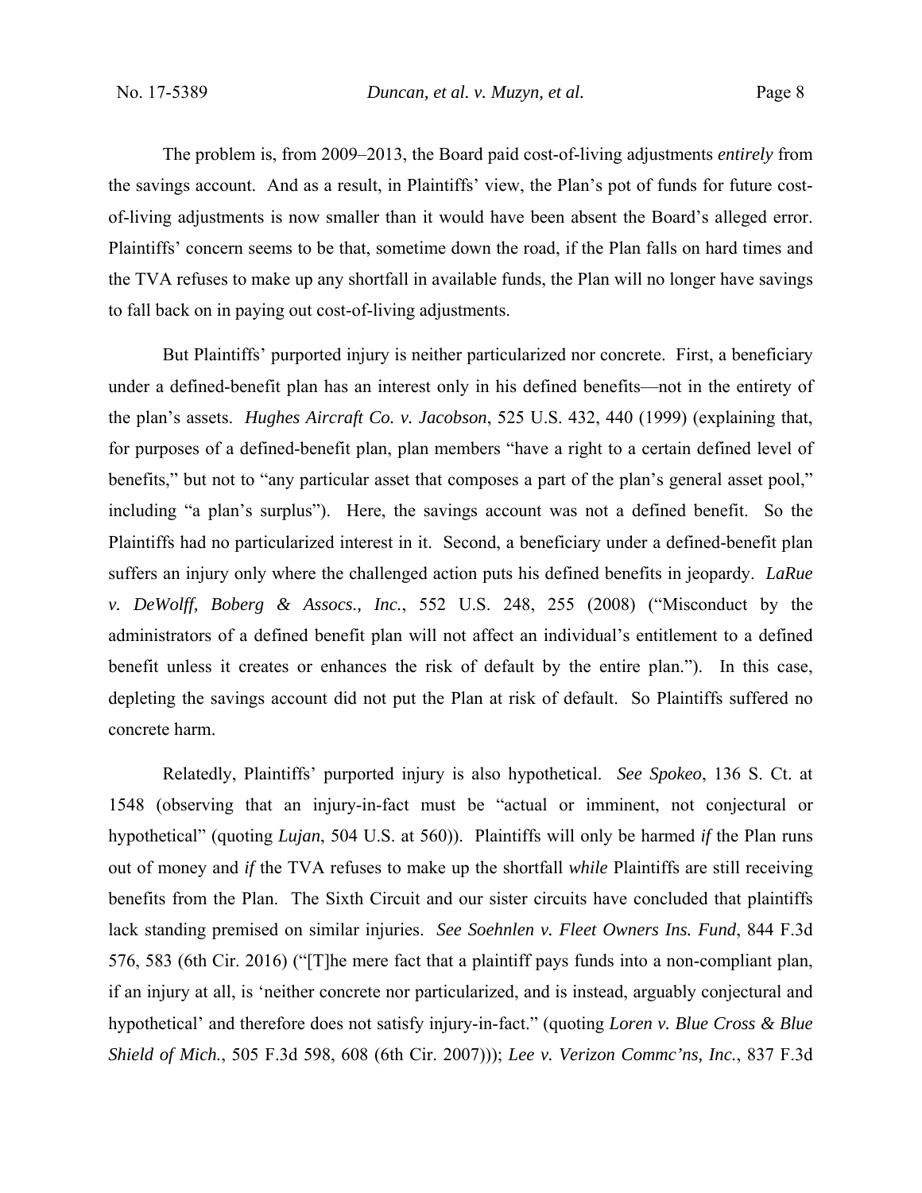The problem is, from 2009–2013, the Board paid cost-of-living adjustments *entirely* from the savings account. And as a result, in Plaintiffs' view, the Plan's pot of funds for future cost-of-living adjustments is now smaller than it would have been absent the Board's alleged error. Plaintiffs' concern seems to be that, sometime down the road, if the Plan falls on hard times and the TVA refuses to make up any shortfall in available funds, the Plan will no longer have savings to fall back on in paying out cost-of-living adjustments.

But Plaintiffs' purported injury is neither particularized nor concrete. First, a beneficiary under a defined-benefit plan has an interest only in his defined benefits—not in the entirety of the plan's assets. *Hughes Aircraft Co. v. Jacobson*, 525 U.S. 432, 440 (1999) (explaining that, for purposes of a defined-benefit plan, plan members "have a right to a certain defined level of benefits," but not to "any particular asset that composes a part of the plan's general asset pool," including "a plan's surplus"). Here, the savings account was not a defined benefit. So the Plaintiffs had no particularized interest in it. Second, a beneficiary under a defined-benefit plan suffers an injury only where the challenged action puts his defined benefits in jeopardy. *LaRue v. DeWolff, Boberg & Assocs., Inc.*, 552 U.S. 248, 255 (2008) ("Misconduct by the administrators of a defined benefit plan will not affect an individual's entitlement to a defined benefit unless it creates or enhances the risk of default by the entire plan."). In this case, depleting the savings account did not put the Plan at risk of default. So Plaintiffs suffered no concrete harm.

Relatedly, Plaintiffs' purported injury is also hypothetical. *See Spokeo*, 136 S. Ct. at 1548 (observing that an injury-in-fact must be "actual or imminent, not conjectural or hypothetical" (quoting *Lujan*, 504 U.S. at 560)). Plaintiffs will only be harmed *if* the Plan runs out of money and *if* the TVA refuses to make up the shortfall *while* Plaintiffs are still receiving benefits from the Plan. The Sixth Circuit and our sister circuits have concluded that plaintiffs lack standing premised on similar injuries. *See Soehnlen v. Fleet Owners Ins. Fund*, 844 F.3d 576, 583 (6th Cir. 2016) ("[T]he mere fact that a plaintiff pays funds into a non-compliant plan, if an injury at all, is 'neither concrete nor particularized, and is instead, arguably conjectural and hypothetical' and therefore does not satisfy injury-in-fact." (quoting *Loren v. Blue Cross & Blue Shield of Mich.*, 505 F.3d 598, 608 (6th Cir. 2007))); *Lee v. Verizon Commc'ns, Inc.*, 837 F.3d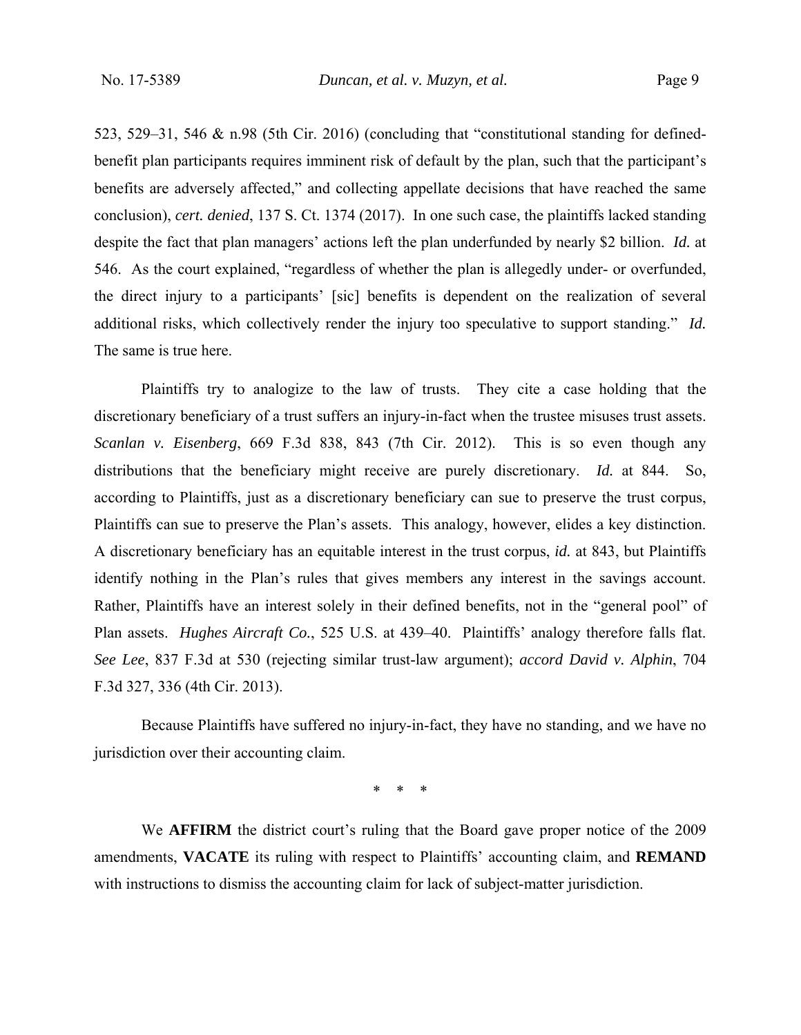523, 529–31, 546 & n.98 (5th Cir. 2016) (concluding that "constitutional standing for defined-benefit plan participants requires imminent risk of default by the plan, such that the participant's benefits are adversely affected," and collecting appellate decisions that have reached the same conclusion), *cert. denied*, 137 S. Ct. 1374 (2017). In one such case, the plaintiffs lacked standing despite the fact that plan managers' actions left the plan underfunded by nearly $2 billion. *Id.* at 546. As the court explained, "regardless of whether the plan is allegedly under- or overfunded, the direct injury to a participants' [sic] benefits is dependent on the realization of several additional risks, which collectively render the injury too speculative to support standing." *Id.* The same is true here.

Plaintiffs try to analogize to the law of trusts. They cite a case holding that the discretionary beneficiary of a trust suffers an injury-in-fact when the trustee misuses trust assets. *Scanlan v. Eisenberg*, 669 F.3d 838, 843 (7th Cir. 2012). This is so even though any distributions that the beneficiary might receive are purely discretionary. *Id.* at 844. So, according to Plaintiffs, just as a discretionary beneficiary can sue to preserve the trust corpus, Plaintiffs can sue to preserve the Plan's assets. This analogy, however, elides a key distinction. A discretionary beneficiary has an equitable interest in the trust corpus, *id.* at 843, but Plaintiffs identify nothing in the Plan's rules that gives members any interest in the savings account. Rather, Plaintiffs have an interest solely in their defined benefits, not in the "general pool" of Plan assets. *Hughes Aircraft Co.*, 525 U.S. at 439–40. Plaintiffs' analogy therefore falls flat. *See Lee*, 837 F.3d at 530 (rejecting similar trust-law argument); *accord David v. Alphin*, 704 F.3d 327, 336 (4th Cir. 2013).

Because Plaintiffs have suffered no injury-in-fact, they have no standing, and we have no jurisdiction over their accounting claim.

\* \* \*

We **AFFIRM** the district court's ruling that the Board gave proper notice of the 2009 amendments, **VACATE** its ruling with respect to Plaintiffs' accounting claim, and **REMAND** with instructions to dismiss the accounting claim for lack of subject-matter jurisdiction.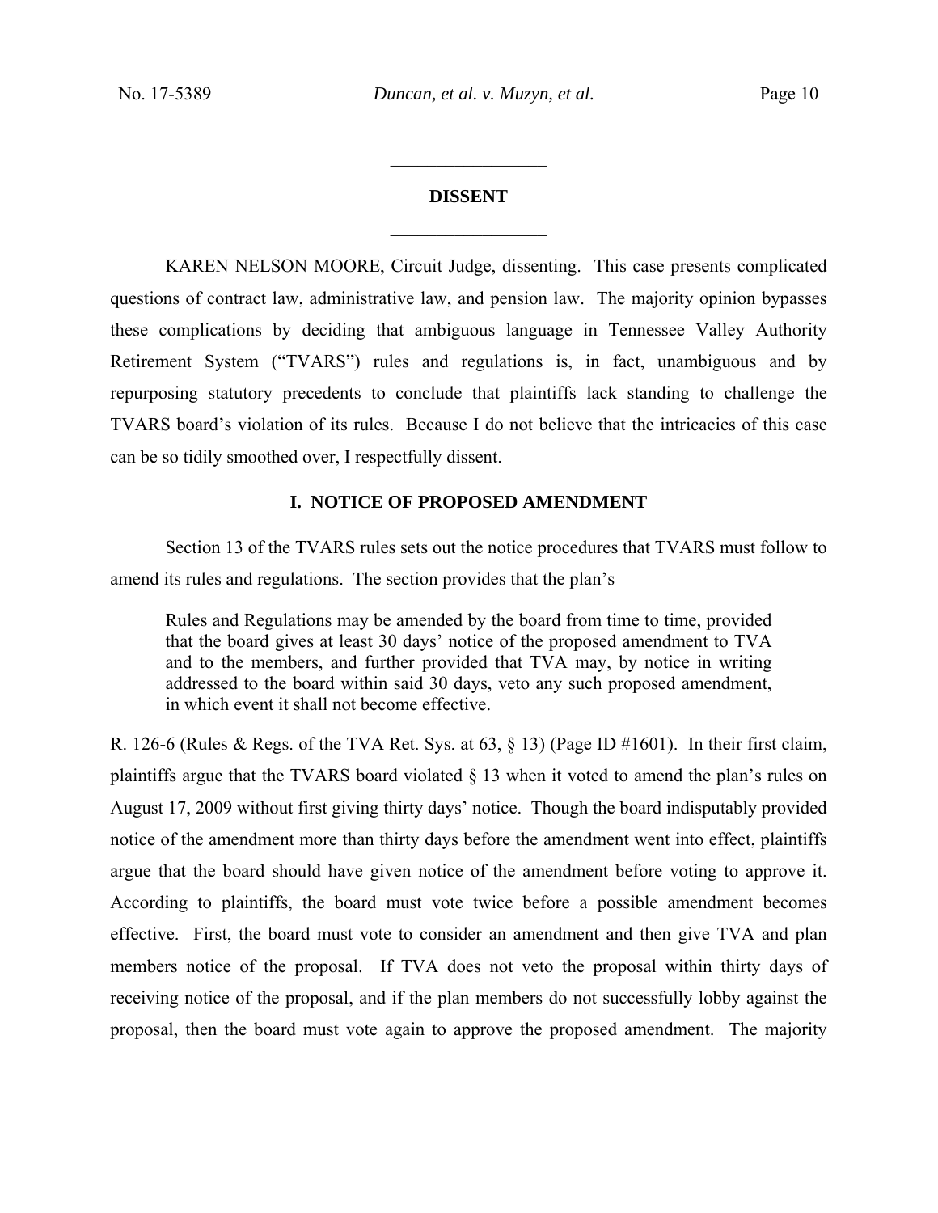## DISSENT

KAREN NELSON MOORE, Circuit Judge, dissenting. This case presents complicated questions of contract law, administrative law, and pension law. The majority opinion bypasses these complications by deciding that ambiguous language in Tennessee Valley Authority Retirement System ("TVARS") rules and regulations is, in fact, unambiguous and by repurposing statutory precedents to conclude that plaintiffs lack standing to challenge the TVARS board's violation of its rules. Because I do not believe that the intricacies of this case can be so tidily smoothed over, I respectfully dissent.

### I. NOTICE OF PROPOSED AMENDMENT

Section 13 of the TVARS rules sets out the notice procedures that TVARS must follow to amend its rules and regulations. The section provides that the plan's

> Rules and Regulations may be amended by the board from time to time, provided that the board gives at least 30 days' notice of the proposed amendment to TVA and to the members, and further provided that TVA may, by notice in writing addressed to the board within said 30 days, veto any such proposed amendment, in which event it shall not become effective.

R. 126-6 (Rules & Regs. of the TVA Ret. Sys. at 63, § 13) (Page ID #1601). In their first claim, plaintiffs argue that the TVARS board violated § 13 when it voted to amend the plan's rules on August 17, 2009 without first giving thirty days' notice. Though the board indisputably provided notice of the amendment more than thirty days before the amendment went into effect, plaintiffs argue that the board should have given notice of the amendment before voting to approve it. According to plaintiffs, the board must vote twice before a possible amendment becomes effective. First, the board must vote to consider an amendment and then give TVA and plan members notice of the proposal. If TVA does not veto the proposal within thirty days of receiving notice of the proposal, and if the plan members do not successfully lobby against the proposal, then the board must vote again to approve the proposed amendment. The majority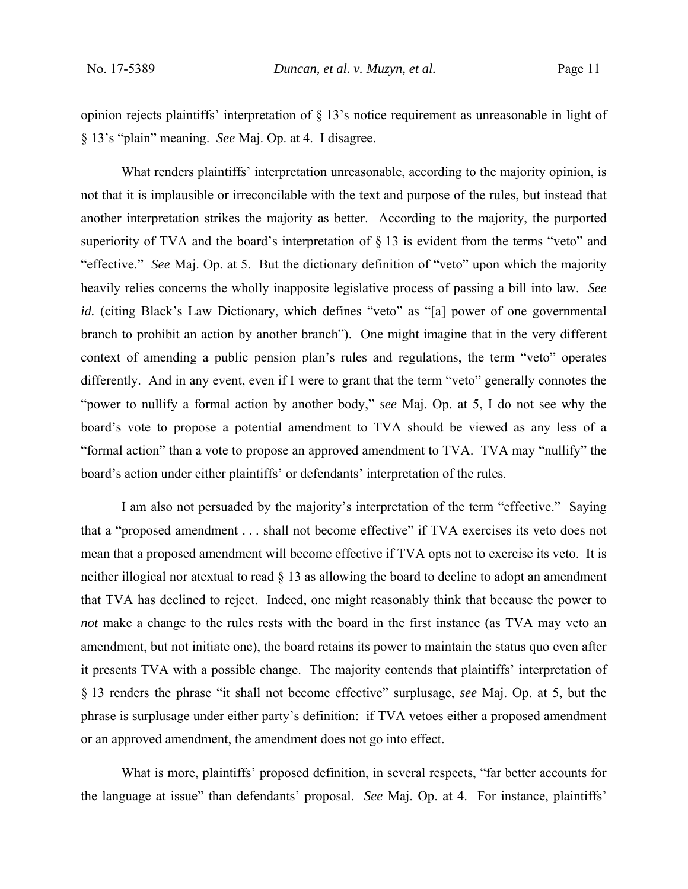opinion rejects plaintiffs' interpretation of § 13's notice requirement as unreasonable in light of § 13's "plain" meaning. *See* Maj. Op. at 4. I disagree.

What renders plaintiffs' interpretation unreasonable, according to the majority opinion, is not that it is implausible or irreconcilable with the text and purpose of the rules, but instead that another interpretation strikes the majority as better. According to the majority, the purported superiority of TVA and the board's interpretation of § 13 is evident from the terms "veto" and "effective." *See* Maj. Op. at 5. But the dictionary definition of "veto" upon which the majority heavily relies concerns the wholly inapposite legislative process of passing a bill into law. *See id.* (citing Black's Law Dictionary, which defines "veto" as "[a] power of one governmental branch to prohibit an action by another branch"). One might imagine that in the very different context of amending a public pension plan's rules and regulations, the term "veto" operates differently. And in any event, even if I were to grant that the term "veto" generally connotes the "power to nullify a formal action by another body," *see* Maj. Op. at 5, I do not see why the board's vote to propose a potential amendment to TVA should be viewed as any less of a "formal action" than a vote to propose an approved amendment to TVA. TVA may "nullify" the board's action under either plaintiffs' or defendants' interpretation of the rules.

I am also not persuaded by the majority's interpretation of the term "effective." Saying that a "proposed amendment . . . shall not become effective" if TVA exercises its veto does not mean that a proposed amendment will become effective if TVA opts not to exercise its veto. It is neither illogical nor atextual to read § 13 as allowing the board to decline to adopt an amendment that TVA has declined to reject. Indeed, one might reasonably think that because the power to *not* make a change to the rules rests with the board in the first instance (as TVA may veto an amendment, but not initiate one), the board retains its power to maintain the status quo even after it presents TVA with a possible change. The majority contends that plaintiffs' interpretation of § 13 renders the phrase "it shall not become effective" surplusage, *see* Maj. Op. at 5, but the phrase is surplusage under either party's definition: if TVA vetoes either a proposed amendment or an approved amendment, the amendment does not go into effect.

What is more, plaintiffs' proposed definition, in several respects, "far better accounts for the language at issue" than defendants' proposal. *See* Maj. Op. at 4. For instance, plaintiffs'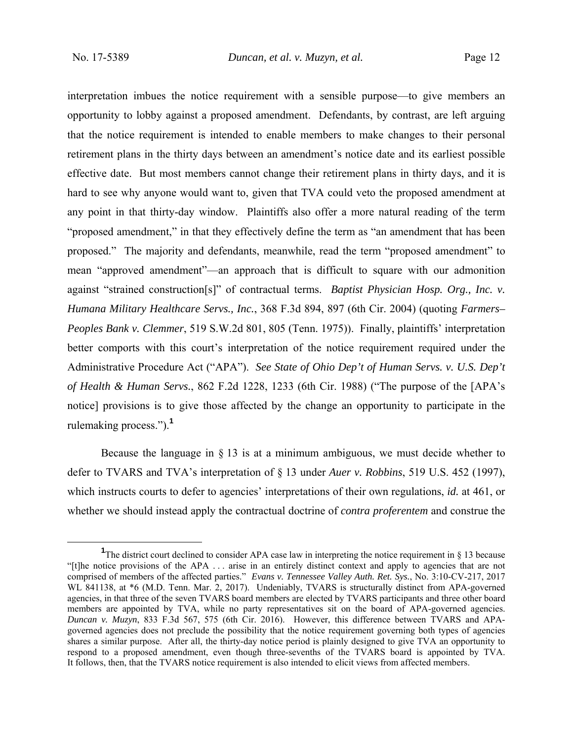interpretation imbues the notice requirement with a sensible purpose—to give members an opportunity to lobby against a proposed amendment. Defendants, by contrast, are left arguing that the notice requirement is intended to enable members to make changes to their personal retirement plans in the thirty days between an amendment's notice date and its earliest possible effective date. But most members cannot change their retirement plans in thirty days, and it is hard to see why anyone would want to, given that TVA could veto the proposed amendment at any point in that thirty-day window. Plaintiffs also offer a more natural reading of the term "proposed amendment," in that they effectively define the term as "an amendment that has been proposed." The majority and defendants, meanwhile, read the term "proposed amendment" to mean "approved amendment"—an approach that is difficult to square with our admonition against "strained construction[s]" of contractual terms. *Baptist Physician Hosp. Org., Inc. v. Humana Military Healthcare Servs., Inc.*, 368 F.3d 894, 897 (6th Cir. 2004) (quoting *Farmers–Peoples Bank v. Clemmer*, 519 S.W.2d 801, 805 (Tenn. 1975)). Finally, plaintiffs' interpretation better comports with this court's interpretation of the notice requirement required under the Administrative Procedure Act ("APA"). *See State of Ohio Dep't of Human Servs. v. U.S. Dep't of Health & Human Servs.*, 862 F.2d 1228, 1233 (6th Cir. 1988) ("The purpose of the [APA's notice] provisions is to give those affected by the change an opportunity to participate in the rulemaking process.").[1]

Because the language in § 13 is at a minimum ambiguous, we must decide whether to defer to TVARS and TVA's interpretation of § 13 under *Auer v. Robbins*, 519 U.S. 452 (1997), which instructs courts to defer to agencies' interpretations of their own regulations, *id.* at 461, or whether we should instead apply the contractual doctrine of *contra proferentem* and construe the

[1]The district court declined to consider APA case law in interpreting the notice requirement in § 13 because "[t]he notice provisions of the APA . . . arise in an entirely distinct context and apply to agencies that are not comprised of members of the affected parties." *Evans v. Tennessee Valley Auth. Ret. Sys.*, No. 3:10-CV-217, 2017 WL 841138, at *6 (M.D. Tenn. Mar. 2, 2017). Undeniably, TVARS is structurally distinct from APA-governed agencies, in that three of the seven TVARS board members are elected by TVARS participants and three other board members are appointed by TVA, while no party representatives sit on the board of APA-governed agencies. *Duncan v. Muzyn*, 833 F.3d 567, 575 (6th Cir. 2016). However, this difference between TVARS and APA-governed agencies does not preclude the possibility that the notice requirement governing both types of agencies shares a similar purpose. After all, the thirty-day notice period is plainly designed to give TVA an opportunity to respond to a proposed amendment, even though three-sevenths of the TVARS board is appointed by TVA. It follows, then, that the TVARS notice requirement is also intended to elicit views from affected members.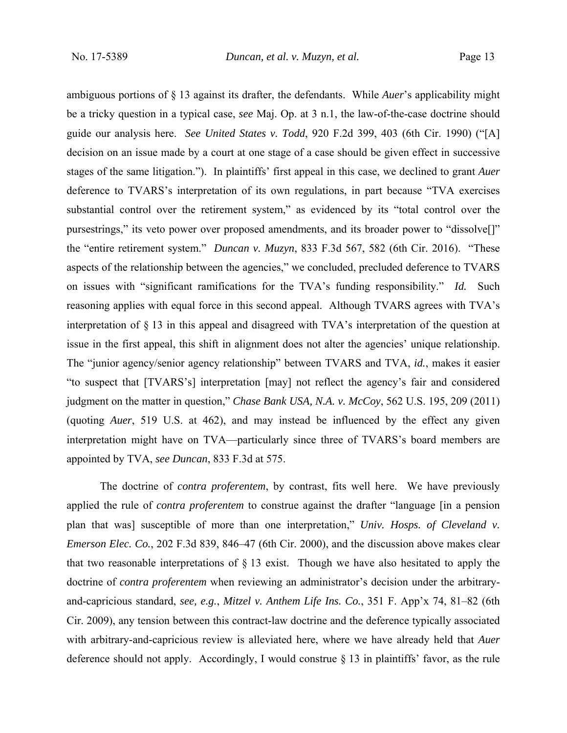ambiguous portions of § 13 against its drafter, the defendants. While *Auer*'s applicability might be a tricky question in a typical case, *see* Maj. Op. at 3 n.1, the law-of-the-case doctrine should guide our analysis here. *See United States v. Todd*, 920 F.2d 399, 403 (6th Cir. 1990) ("[A] decision on an issue made by a court at one stage of a case should be given effect in successive stages of the same litigation."). In plaintiffs' first appeal in this case, we declined to grant *Auer* deference to TVARS's interpretation of its own regulations, in part because "TVA exercises substantial control over the retirement system," as evidenced by its "total control over the pursestrings," its veto power over proposed amendments, and its broader power to "dissolve[]" the "entire retirement system." *Duncan v. Muzyn*, 833 F.3d 567, 582 (6th Cir. 2016). "These aspects of the relationship between the agencies," we concluded, precluded deference to TVARS on issues with "significant ramifications for the TVA's funding responsibility." *Id.* Such reasoning applies with equal force in this second appeal. Although TVARS agrees with TVA's interpretation of § 13 in this appeal and disagreed with TVA's interpretation of the question at issue in the first appeal, this shift in alignment does not alter the agencies' unique relationship. The "junior agency/senior agency relationship" between TVARS and TVA, *id.*, makes it easier "to suspect that [TVARS's] interpretation [may] not reflect the agency's fair and considered judgment on the matter in question," *Chase Bank USA, N.A. v. McCoy*, 562 U.S. 195, 209 (2011) (quoting *Auer*, 519 U.S. at 462), and may instead be influenced by the effect any given interpretation might have on TVA—particularly since three of TVARS's board members are appointed by TVA, *see Duncan*, 833 F.3d at 575.

The doctrine of *contra proferentem*, by contrast, fits well here. We have previously applied the rule of *contra proferentem* to construe against the drafter "language [in a pension plan that was] susceptible of more than one interpretation," *Univ. Hosps. of Cleveland v. Emerson Elec. Co.*, 202 F.3d 839, 846–47 (6th Cir. 2000), and the discussion above makes clear that two reasonable interpretations of § 13 exist. Though we have also hesitated to apply the doctrine of *contra proferentem* when reviewing an administrator's decision under the arbitrary-and-capricious standard, *see, e.g.*, *Mitzel v. Anthem Life Ins. Co.*, 351 F. App'x 74, 81–82 (6th Cir. 2009), any tension between this contract-law doctrine and the deference typically associated with arbitrary-and-capricious review is alleviated here, where we have already held that *Auer* deference should not apply. Accordingly, I would construe § 13 in plaintiffs' favor, as the rule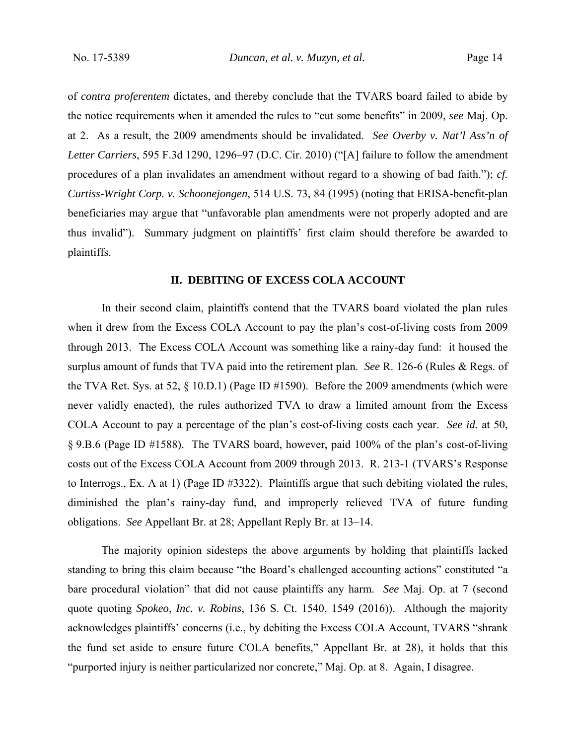of *contra proferentem* dictates, and thereby conclude that the TVARS board failed to abide by the notice requirements when it amended the rules to "cut some benefits" in 2009, *see* Maj. Op. at 2. As a result, the 2009 amendments should be invalidated. *See Overby v. Nat'l Ass'n of Letter Carriers*, 595 F.3d 1290, 1296–97 (D.C. Cir. 2010) ("[A] failure to follow the amendment procedures of a plan invalidates an amendment without regard to a showing of bad faith."); *cf. Curtiss-Wright Corp. v. Schoonejongen*, 514 U.S. 73, 84 (1995) (noting that ERISA-benefit-plan beneficiaries may argue that "unfavorable plan amendments were not properly adopted and are thus invalid"). Summary judgment on plaintiffs' first claim should therefore be awarded to plaintiffs.

## II. DEBITING OF EXCESS COLA ACCOUNT

In their second claim, plaintiffs contend that the TVARS board violated the plan rules when it drew from the Excess COLA Account to pay the plan's cost-of-living costs from 2009 through 2013. The Excess COLA Account was something like a rainy-day fund: it housed the surplus amount of funds that TVA paid into the retirement plan. *See* R. 126-6 (Rules & Regs. of the TVA Ret. Sys. at 52, § 10.D.1) (Page ID #1590). Before the 2009 amendments (which were never validly enacted), the rules authorized TVA to draw a limited amount from the Excess COLA Account to pay a percentage of the plan's cost-of-living costs each year. *See id.* at 50, § 9.B.6 (Page ID #1588). The TVARS board, however, paid 100% of the plan's cost-of-living costs out of the Excess COLA Account from 2009 through 2013. R. 213-1 (TVARS's Response to Interrogs., Ex. A at 1) (Page ID #3322). Plaintiffs argue that such debiting violated the rules, diminished the plan's rainy-day fund, and improperly relieved TVA of future funding obligations. *See* Appellant Br. at 28; Appellant Reply Br. at 13–14.

The majority opinion sidesteps the above arguments by holding that plaintiffs lacked standing to bring this claim because "the Board's challenged accounting actions" constituted "a bare procedural violation" that did not cause plaintiffs any harm. *See* Maj. Op. at 7 (second quote quoting *Spokeo, Inc. v. Robins*, 136 S. Ct. 1540, 1549 (2016)). Although the majority acknowledges plaintiffs' concerns (i.e., by debiting the Excess COLA Account, TVARS "shrank the fund set aside to ensure future COLA benefits," Appellant Br. at 28), it holds that this "purported injury is neither particularized nor concrete," Maj. Op. at 8. Again, I disagree.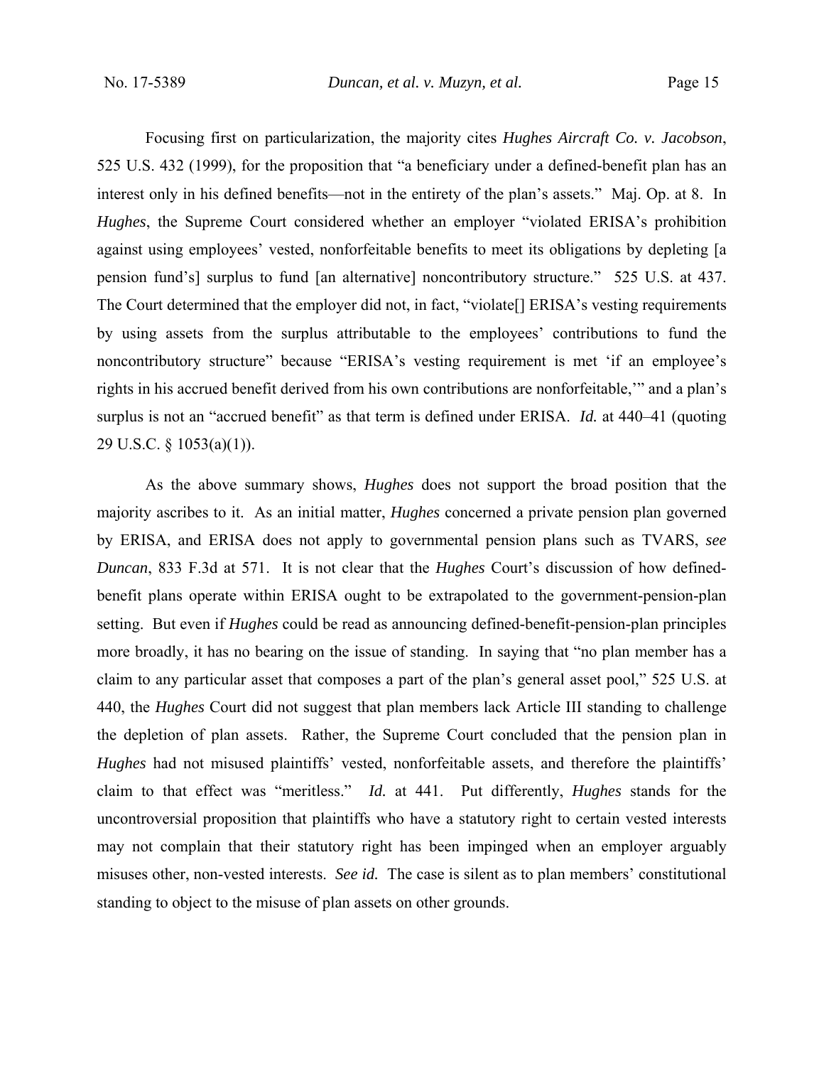Focusing first on particularization, the majority cites *Hughes Aircraft Co. v. Jacobson*, 525 U.S. 432 (1999), for the proposition that "a beneficiary under a defined-benefit plan has an interest only in his defined benefits—not in the entirety of the plan's assets." Maj. Op. at 8. In *Hughes*, the Supreme Court considered whether an employer "violated ERISA's prohibition against using employees' vested, nonforfeitable benefits to meet its obligations by depleting [a pension fund's] surplus to fund [an alternative] noncontributory structure." 525 U.S. at 437. The Court determined that the employer did not, in fact, "violate[] ERISA's vesting requirements by using assets from the surplus attributable to the employees' contributions to fund the noncontributory structure" because "ERISA's vesting requirement is met 'if an employee's rights in his accrued benefit derived from his own contributions are nonforfeitable,'" and a plan's surplus is not an "accrued benefit" as that term is defined under ERISA. *Id.* at 440–41 (quoting 29 U.S.C. § 1053(a)(1)).

As the above summary shows, *Hughes* does not support the broad position that the majority ascribes to it. As an initial matter, *Hughes* concerned a private pension plan governed by ERISA, and ERISA does not apply to governmental pension plans such as TVARS, *see Duncan*, 833 F.3d at 571. It is not clear that the *Hughes* Court's discussion of how defined-benefit plans operate within ERISA ought to be extrapolated to the government-pension-plan setting. But even if *Hughes* could be read as announcing defined-benefit-pension-plan principles more broadly, it has no bearing on the issue of standing. In saying that "no plan member has a claim to any particular asset that composes a part of the plan's general asset pool," 525 U.S. at 440, the *Hughes* Court did not suggest that plan members lack Article III standing to challenge the depletion of plan assets. Rather, the Supreme Court concluded that the pension plan in *Hughes* had not misused plaintiffs' vested, nonforfeitable assets, and therefore the plaintiffs' claim to that effect was "meritless." *Id.* at 441. Put differently, *Hughes* stands for the uncontroversial proposition that plaintiffs who have a statutory right to certain vested interests may not complain that their statutory right has been impinged when an employer arguably misuses other, non-vested interests. *See id.* The case is silent as to plan members' constitutional standing to object to the misuse of plan assets on other grounds.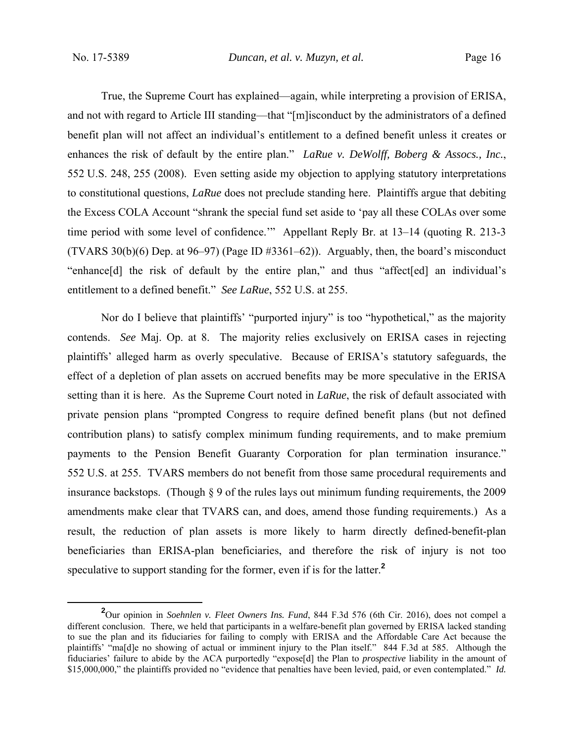True, the Supreme Court has explained—again, while interpreting a provision of ERISA, and not with regard to Article III standing—that "[m]isconduct by the administrators of a defined benefit plan will not affect an individual's entitlement to a defined benefit unless it creates or enhances the risk of default by the entire plan." *LaRue v. DeWolff, Boberg & Assocs., Inc.*, 552 U.S. 248, 255 (2008). Even setting aside my objection to applying statutory interpretations to constitutional questions, *LaRue* does not preclude standing here. Plaintiffs argue that debiting the Excess COLA Account "shrank the special fund set aside to 'pay all these COLAs over some time period with some level of confidence.'" Appellant Reply Br. at 13–14 (quoting R. 213-3 (TVARS 30(b)(6) Dep. at 96–97) (Page ID #3361–62)). Arguably, then, the board's misconduct "enhance[d] the risk of default by the entire plan," and thus "affect[ed] an individual's entitlement to a defined benefit." *See LaRue*, 552 U.S. at 255.

Nor do I believe that plaintiffs' "purported injury" is too "hypothetical," as the majority contends. *See* Maj. Op. at 8. The majority relies exclusively on ERISA cases in rejecting plaintiffs' alleged harm as overly speculative. Because of ERISA's statutory safeguards, the effect of a depletion of plan assets on accrued benefits may be more speculative in the ERISA setting than it is here. As the Supreme Court noted in *LaRue*, the risk of default associated with private pension plans "prompted Congress to require defined benefit plans (but not defined contribution plans) to satisfy complex minimum funding requirements, and to make premium payments to the Pension Benefit Guaranty Corporation for plan termination insurance." 552 U.S. at 255. TVARS members do not benefit from those same procedural requirements and insurance backstops. (Though § 9 of the rules lays out minimum funding requirements, the 2009 amendments make clear that TVARS can, and does, amend those funding requirements.) As a result, the reduction of plan assets is more likely to harm directly defined-benefit-plan beneficiaries than ERISA-plan beneficiaries, and therefore the risk of injury is not too speculative to support standing for the former, even if is for the latter.[2]

---

[2]Our opinion in *Soehnlen v. Fleet Owners Ins. Fund*, 844 F.3d 576 (6th Cir. 2016), does not compel a different conclusion. There, we held that participants in a welfare-benefit plan governed by ERISA lacked standing to sue the plan and its fiduciaries for failing to comply with ERISA and the Affordable Care Act because the plaintiffs' "ma[d]e no showing of actual or imminent injury to the Plan itself." 844 F.3d at 585. Although the fiduciaries' failure to abide by the ACA purportedly "expose[d] the Plan to *prospective* liability in the amount of \$15,000,000," the plaintiffs provided no "evidence that penalties have been levied, paid, or even contemplated." *Id.*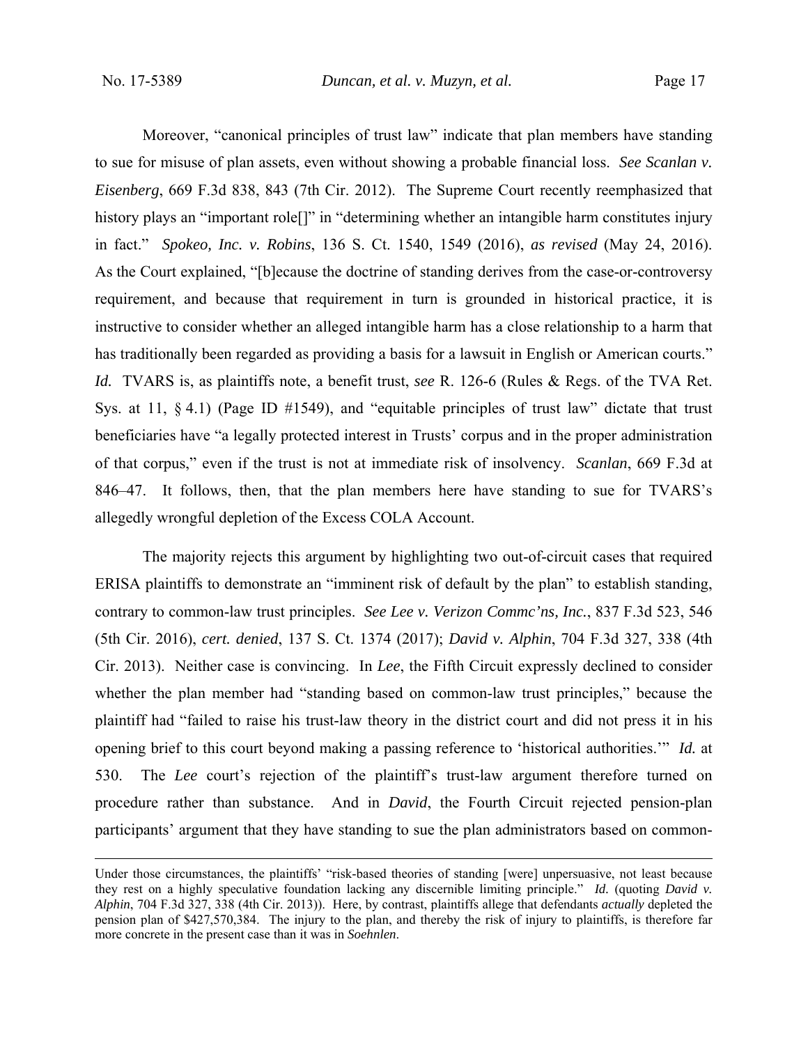Moreover, "canonical principles of trust law" indicate that plan members have standing to sue for misuse of plan assets, even without showing a probable financial loss. *See Scanlan v. Eisenberg*, 669 F.3d 838, 843 (7th Cir. 2012). The Supreme Court recently reemphasized that history plays an "important role[]" in "determining whether an intangible harm constitutes injury in fact." *Spokeo, Inc. v. Robins*, 136 S. Ct. 1540, 1549 (2016), *as revised* (May 24, 2016). As the Court explained, "[b]ecause the doctrine of standing derives from the case-or-controversy requirement, and because that requirement in turn is grounded in historical practice, it is instructive to consider whether an alleged intangible harm has a close relationship to a harm that has traditionally been regarded as providing a basis for a lawsuit in English or American courts." *Id.* TVARS is, as plaintiffs note, a benefit trust, *see* R. 126-6 (Rules & Regs. of the TVA Ret. Sys. at 11, § 4.1) (Page ID #1549), and "equitable principles of trust law" dictate that trust beneficiaries have "a legally protected interest in Trusts' corpus and in the proper administration of that corpus," even if the trust is not at immediate risk of insolvency. *Scanlan*, 669 F.3d at 846–47. It follows, then, that the plan members here have standing to sue for TVARS's allegedly wrongful depletion of the Excess COLA Account.

The majority rejects this argument by highlighting two out-of-circuit cases that required ERISA plaintiffs to demonstrate an "imminent risk of default by the plan" to establish standing, contrary to common-law trust principles. *See Lee v. Verizon Commc'ns, Inc.*, 837 F.3d 523, 546 (5th Cir. 2016), *cert. denied*, 137 S. Ct. 1374 (2017); *David v. Alphin*, 704 F.3d 327, 338 (4th Cir. 2013). Neither case is convincing. In *Lee*, the Fifth Circuit expressly declined to consider whether the plan member had "standing based on common-law trust principles," because the plaintiff had "failed to raise his trust-law theory in the district court and did not press it in his opening brief to this court beyond making a passing reference to 'historical authorities.'" *Id.* at 530. The *Lee* court's rejection of the plaintiff's trust-law argument therefore turned on procedure rather than substance. And in *David*, the Fourth Circuit rejected pension-plan participants' argument that they have standing to sue the plan administrators based on common-

---

Under those circumstances, the plaintiffs' "risk-based theories of standing [were] unpersuasive, not least because they rest on a highly speculative foundation lacking any discernible limiting principle." *Id.* (quoting *David v. Alphin*, 704 F.3d 327, 338 (4th Cir. 2013)). Here, by contrast, plaintiffs allege that defendants *actually* depleted the pension plan of $427,570,384. The injury to the plan, and thereby the risk of injury to plaintiffs, is therefore far more concrete in the present case than it was in *Soehnlen*.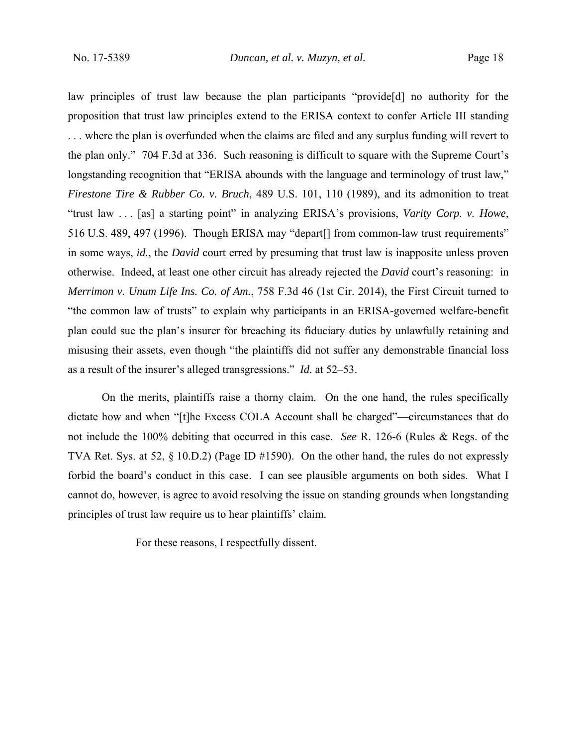law principles of trust law because the plan participants "provide[d] no authority for the proposition that trust law principles extend to the ERISA context to confer Article III standing . . . where the plan is overfunded when the claims are filed and any surplus funding will revert to the plan only." 704 F.3d at 336. Such reasoning is difficult to square with the Supreme Court's longstanding recognition that "ERISA abounds with the language and terminology of trust law," *Firestone Tire & Rubber Co. v. Bruch*, 489 U.S. 101, 110 (1989), and its admonition to treat "trust law . . . [as] a starting point" in analyzing ERISA's provisions, *Varity Corp. v. Howe*, 516 U.S. 489, 497 (1996). Though ERISA may "depart[] from common-law trust requirements" in some ways, *id.*, the *David* court erred by presuming that trust law is inapposite unless proven otherwise. Indeed, at least one other circuit has already rejected the *David* court's reasoning: in *Merrimon v. Unum Life Ins. Co. of Am.*, 758 F.3d 46 (1st Cir. 2014), the First Circuit turned to "the common law of trusts" to explain why participants in an ERISA-governed welfare-benefit plan could sue the plan's insurer for breaching its fiduciary duties by unlawfully retaining and misusing their assets, even though "the plaintiffs did not suffer any demonstrable financial loss as a result of the insurer's alleged transgressions." *Id.* at 52–53.

On the merits, plaintiffs raise a thorny claim. On the one hand, the rules specifically dictate how and when "[t]he Excess COLA Account shall be charged"—circumstances that do not include the 100% debiting that occurred in this case. *See* R. 126-6 (Rules & Regs. of the TVA Ret. Sys. at 52, § 10.D.2) (Page ID #1590). On the other hand, the rules do not expressly forbid the board's conduct in this case. I can see plausible arguments on both sides. What I cannot do, however, is agree to avoid resolving the issue on standing grounds when longstanding principles of trust law require us to hear plaintiffs' claim.

For these reasons, I respectfully dissent.